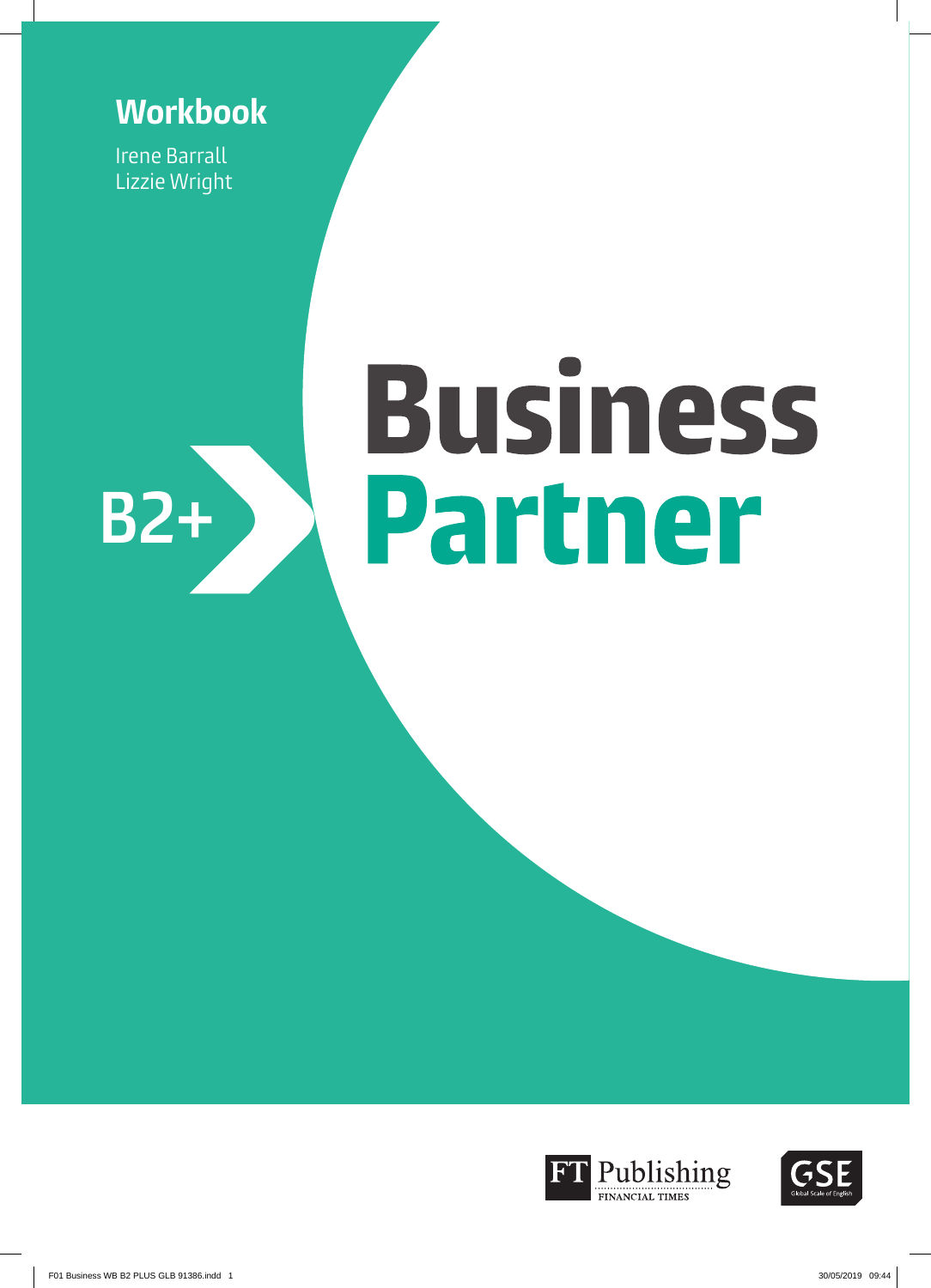**Workbook**

Irene Barrall
Lizzie Wright

B2+

# Business Partner

FT Publishing
FINANCIAL TIMES

GSE
Global Scale of English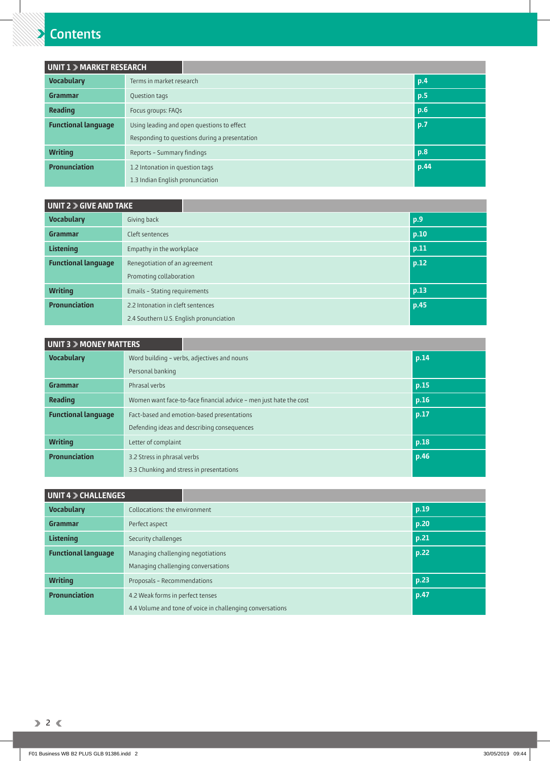# Contents

| UNIT 1 › MARKET RESEARCH | | |
|---|---|---|
| **Vocabulary** | Terms in market research | p.4 |
| **Grammar** | Question tags | p.5 |
| **Reading** | Focus groups: FAQs | p.6 |
| **Functional language** | Using leading and open questions to effect<br>Responding to questions during a presentation | p.7 |
| **Writing** | Reports – Summary findings | p.8 |
| **Pronunciation** | 1.2 Intonation in question tags<br>1.3 Indian English pronunciation | p.44 |

| UNIT 2 › GIVE AND TAKE | | |
|---|---|---|
| **Vocabulary** | Giving back | p.9 |
| **Grammar** | Cleft sentences | p.10 |
| **Listening** | Empathy in the workplace | p.11 |
| **Functional language** | Renegotiation of an agreement<br>Promoting collaboration | p.12 |
| **Writing** | Emails – Stating requirements | p.13 |
| **Pronunciation** | 2.2 Intonation in cleft sentences<br>2.4 Southern U.S. English pronunciation | p.45 |

| UNIT 3 › MONEY MATTERS | | |
|---|---|---|
| **Vocabulary** | Word building – verbs, adjectives and nouns<br>Personal banking | p.14 |
| **Grammar** | Phrasal verbs | p.15 |
| **Reading** | Women want face-to-face financial advice – men just hate the cost | p.16 |
| **Functional language** | Fact-based and emotion-based presentations<br>Defending ideas and describing consequences | p.17 |
| **Writing** | Letter of complaint | p.18 |
| **Pronunciation** | 3.2 Stress in phrasal verbs<br>3.3 Chunking and stress in presentations | p.46 |

| UNIT 4 › CHALLENGES | | |
|---|---|---|
| **Vocabulary** | Collocations: the environment | p.19 |
| **Grammar** | Perfect aspect | p.20 |
| **Listening** | Security challenges | p.21 |
| **Functional language** | Managing challenging negotiations<br>Managing challenging conversations | p.22 |
| **Writing** | Proposals – Recommendations | p.23 |
| **Pronunciation** | 4.2 Weak forms in perfect tenses<br>4.4 Volume and tone of voice in challenging conversations | p.47 |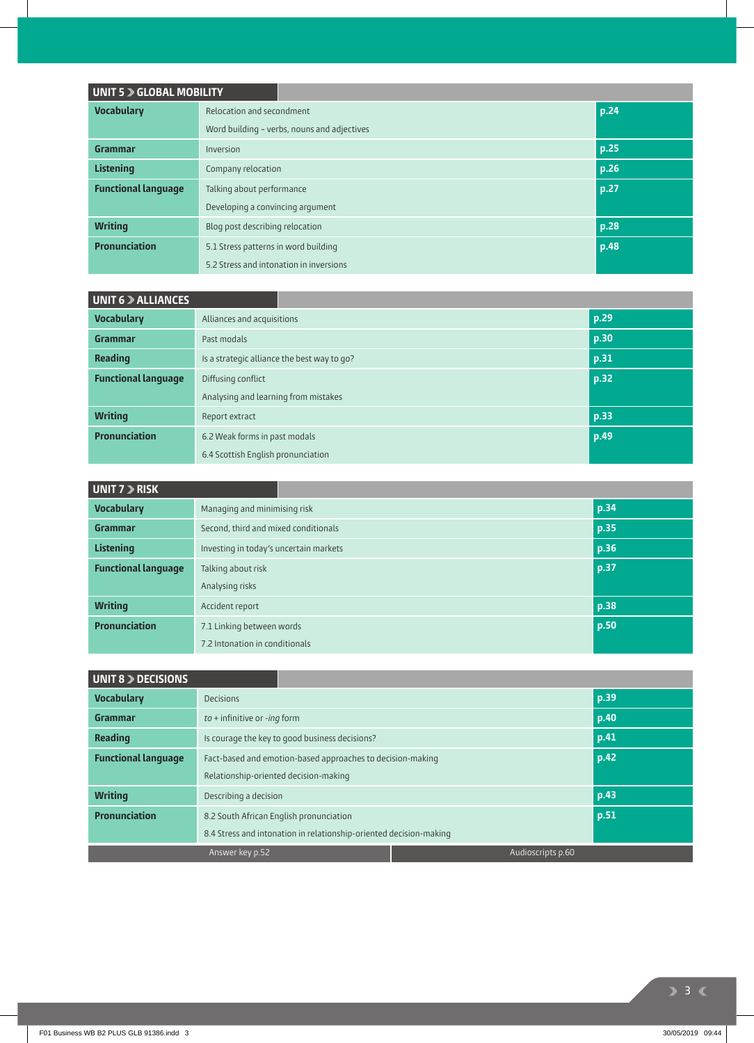| UNIT 5 › GLOBAL MOBILITY | | |
|---|---|---|
| **Vocabulary** | Relocation and secondment<br>Word building – verbs, nouns and adjectives | p.24 |
| **Grammar** | Inversion | p.25 |
| **Listening** | Company relocation | p.26 |
| **Functional language** | Talking about performance<br>Developing a convincing argument | p.27 |
| **Writing** | Blog post describing relocation | p.28 |
| **Pronunciation** | 5.1 Stress patterns in word building<br>5.2 Stress and intonation in inversions | p.48 |

| UNIT 6 › ALLIANCES | | |
|---|---|---|
| **Vocabulary** | Alliances and acquisitions | p.29 |
| **Grammar** | Past modals | p.30 |
| **Reading** | Is a strategic alliance the best way to go? | p.31 |
| **Functional language** | Diffusing conflict<br>Analysing and learning from mistakes | p.32 |
| **Writing** | Report extract | p.33 |
| **Pronunciation** | 6.2 Weak forms in past modals<br>6.4 Scottish English pronunciation | p.49 |

| UNIT 7 › RISK | | |
|---|---|---|
| **Vocabulary** | Managing and minimising risk | p.34 |
| **Grammar** | Second, third and mixed conditionals | p.35 |
| **Listening** | Investing in today's uncertain markets | p.36 |
| **Functional language** | Talking about risk<br>Analysing risks | p.37 |
| **Writing** | Accident report | p.38 |
| **Pronunciation** | 7.1 Linking between words<br>7.2 Intonation in conditionals | p.50 |

| UNIT 8 › DECISIONS | | |
|---|---|---|
| **Vocabulary** | Decisions | p.39 |
| **Grammar** | *to* + infinitive or *-ing* form | p.40 |
| **Reading** | Is courage the key to good business decisions? | p.41 |
| **Functional language** | Fact-based and emotion-based approaches to decision-making<br>Relationship-oriented decision-making | p.42 |
| **Writing** | Describing a decision | p.43 |
| **Pronunciation** | 8.2 South African English pronunciation<br>8.4 Stress and intonation in relationship-oriented decision-making | p.51 |

Answer key p.52 | Audioscripts p.60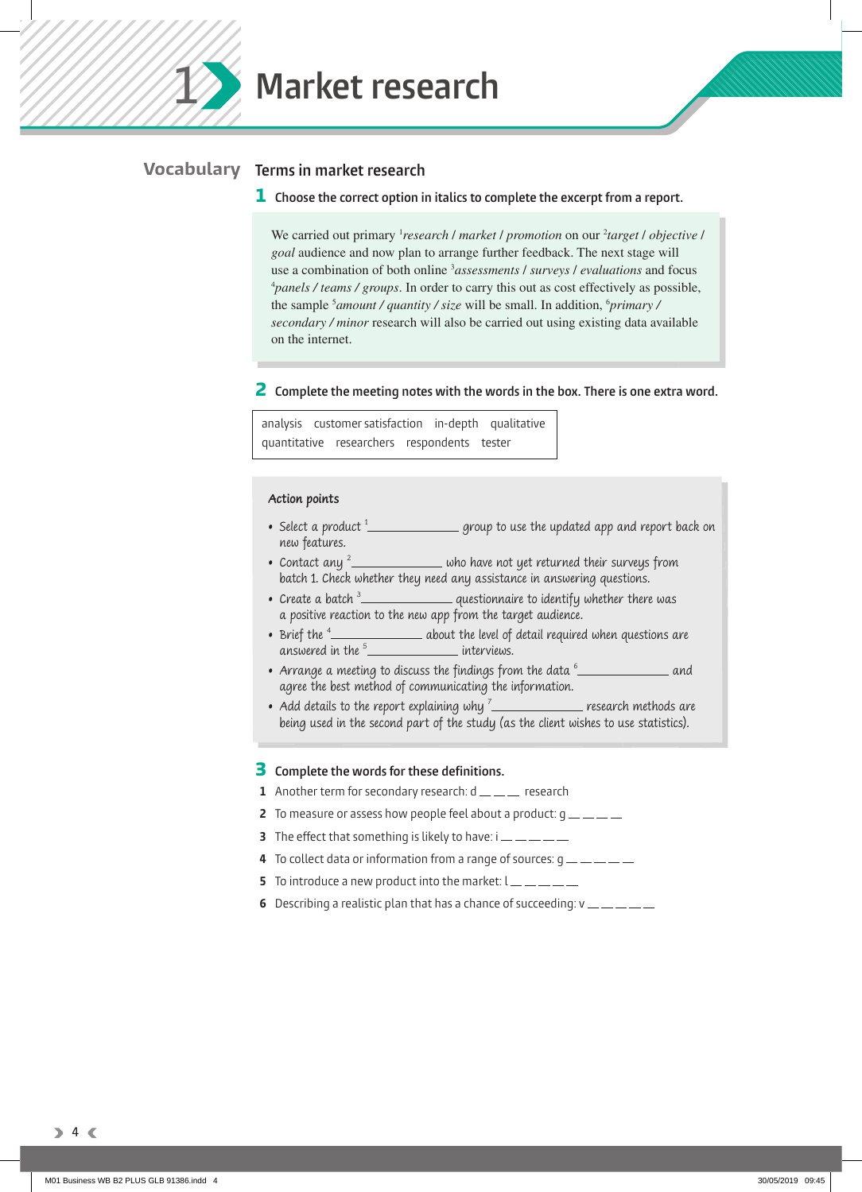# 1 Market research

## Vocabulary

### Terms in market research

**1** Choose the correct option in italics to complete the excerpt from a report.

> We carried out primary [1]*research / market / promotion* on our [2]*target / objective / goal* audience and now plan to arrange further feedback. The next stage will use a combination of both online [3]*assessments / surveys / evaluations* and focus [4]*panels / teams / groups*. In order to carry this out as cost effectively as possible, the sample [5]*amount / quantity / size* will be small. In addition, [6]*primary / secondary / minor* research will also be carried out using existing data available on the internet.

**2** Complete the meeting notes with the words in the box. There is one extra word.

| analysis | customer satisfaction | in-depth | qualitative |
|---|---|---|---|
| quantitative | researchers | respondents | tester |

**Action points**

- Select a product [1]____________ group to use the updated app and report back on new features.
- Contact any [2]____________ who have not yet returned their surveys from batch 1. Check whether they need any assistance in answering questions.
- Create a batch [3]____________ questionnaire to identify whether there was a positive reaction to the new app from the target audience.
- Brief the [4]____________ about the level of detail required when questions are answered in the [5]____________ interviews.
- Arrange a meeting to discuss the findings from the data [6]____________ and agree the best method of communicating the information.
- Add details to the report explaining why [7]____________ research methods are being used in the second part of the study (as the client wishes to use statistics).

**3** Complete the words for these definitions.

1. Another term for secondary research: d _ _ _ research
2. To measure or assess how people feel about a product: g _ _ _ _
3. The effect that something is likely to have: i _ _ _ _ _
4. To collect data or information from a range of sources: g _ _ _ _ _
5. To introduce a new product into the market: l _ _ _ _ _
6. Describing a realistic plan that has a chance of succeeding: v _ _ _ _ _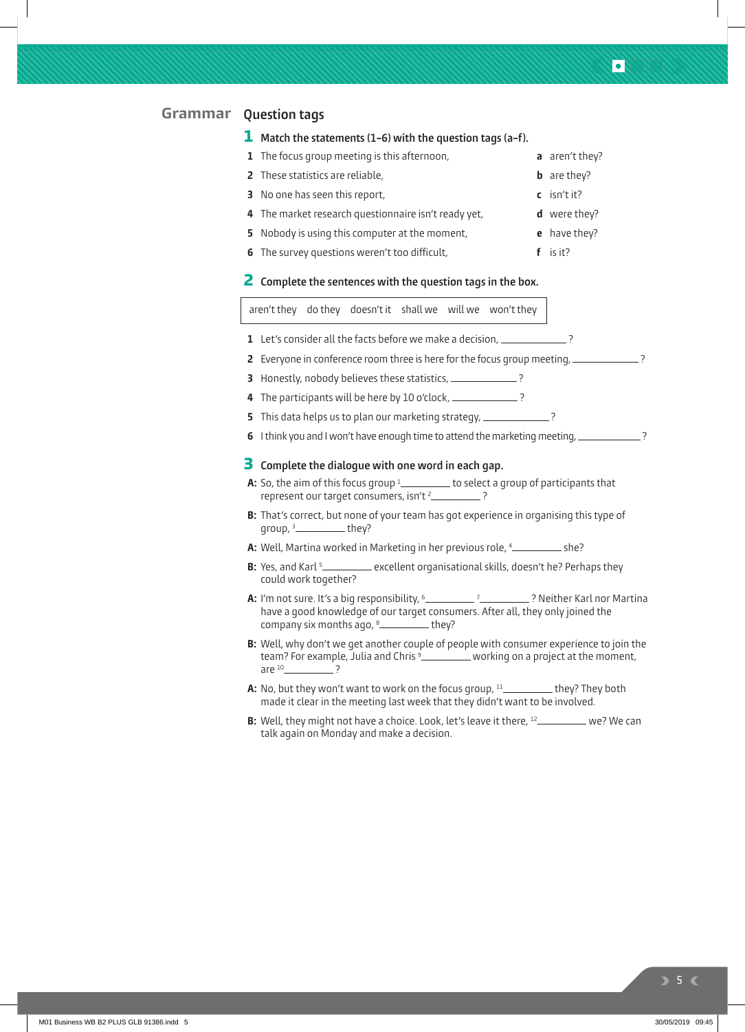## Grammar

### Question tags

**1** **Match the statements (1–6) with the question tags (a–f).**

**1** The focus group meeting is this afternoon,
**2** These statistics are reliable,
**3** No one has seen this report,
**4** The market research questionnaire isn't ready yet,
**5** Nobody is using this computer at the moment,
**6** The survey questions weren't too difficult,

**a** aren't they?
**b** are they?
**c** isn't it?
**d** were they?
**e** have they?
**f** is it?

**2** **Complete the sentences with the question tags in the box.**

| aren't they | do they | doesn't it | shall we | will we | won't they |
|---|---|---|---|---|---|

**1** Let's consider all the facts before we make a decision, ____________ ?
**2** Everyone in conference room three is here for the focus group meeting, ____________ ?
**3** Honestly, nobody believes these statistics, ____________ ?
**4** The participants will be here by 10 o'clock, ____________ ?
**5** This data helps us to plan our marketing strategy, ____________ ?
**6** I think you and I won't have enough time to attend the marketing meeting, ____________ ?

**3** **Complete the dialogue with one word in each gap.**

**A:** So, the aim of this focus group [1]__________ to select a group of participants that represent our target consumers, isn't [2]__________ ?

**B:** That's correct, but none of your team has got experience in organising this type of group, [3]__________ they?

**A:** Well, Martina worked in Marketing in her previous role, [4]__________ she?

**B:** Yes, and Karl [5]__________ excellent organisational skills, doesn't he? Perhaps they could work together?

**A:** I'm not sure. It's a big responsibility, [6]__________ [7]__________ ? Neither Karl nor Martina have a good knowledge of our target consumers. After all, they only joined the company six months ago, [8]__________ they?

**B:** Well, why don't we get another couple of people with consumer experience to join the team? For example, Julia and Chris [9]__________ working on a project at the moment, are [10]__________ ?

**A:** No, but they won't want to work on the focus group, [11]__________ they? They both made it clear in the meeting last week that they didn't want to be involved.

**B:** Well, they might not have a choice. Look, let's leave it there, [12]__________ we? We can talk again on Monday and make a decision.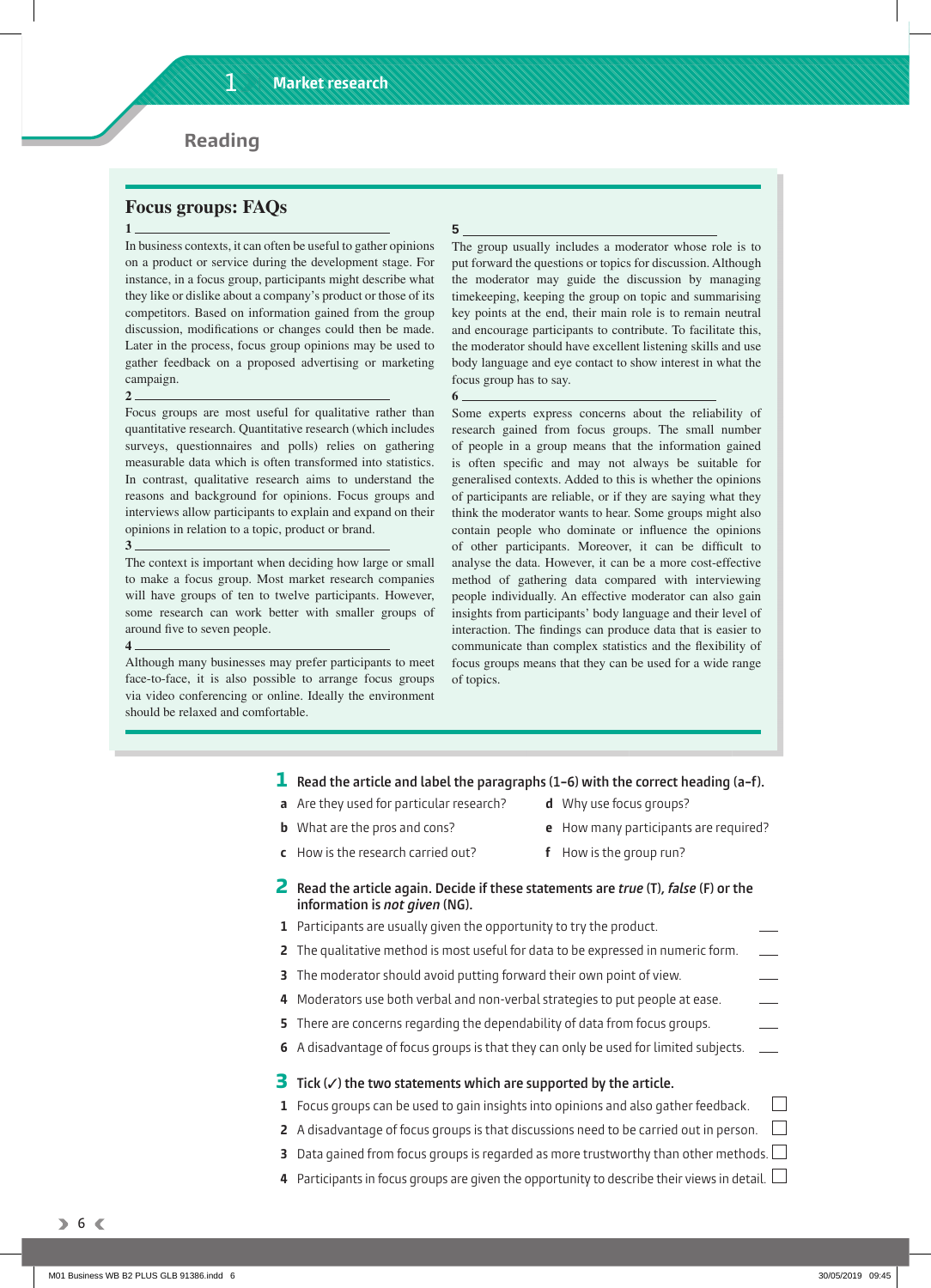# 1 Market research

## Reading

### Focus groups: FAQs

**1** ______________________________

In business contexts, it can often be useful to gather opinions on a product or service during the development stage. For instance, in a focus group, participants might describe what they like or dislike about a company's product or those of its competitors. Based on information gained from the group discussion, modifications or changes could then be made. Later in the process, focus group opinions may be used to gather feedback on a proposed advertising or marketing campaign.

**2** ______________________________

Focus groups are most useful for qualitative rather than quantitative research. Quantitative research (which includes surveys, questionnaires and polls) relies on gathering measurable data which is often transformed into statistics. In contrast, qualitative research aims to understand the reasons and background for opinions. Focus groups and interviews allow participants to explain and expand on their opinions in relation to a topic, product or brand.

**3** ______________________________

The context is important when deciding how large or small to make a focus group. Most market research companies will have groups of ten to twelve participants. However, some research can work better with smaller groups of around five to seven people.

**4** ______________________________

Although many businesses may prefer participants to meet face-to-face, it is also possible to arrange focus groups via video conferencing or online. Ideally the environment should be relaxed and comfortable.

**5** ______________________________

The group usually includes a moderator whose role is to put forward the questions or topics for discussion. Although the moderator may guide the discussion by managing timekeeping, keeping the group on topic and summarising key points at the end, their main role is to remain neutral and encourage participants to contribute. To facilitate this, the moderator should have excellent listening skills and use body language and eye contact to show interest in what the focus group has to say.

**6** ______________________________

Some experts express concerns about the reliability of research gained from focus groups. The small number of people in a group means that the information gained is often specific and may not always be suitable for generalised contexts. Added to this is whether the opinions of participants are reliable, or if they are saying what they think the moderator wants to hear. Some groups might also contain people who dominate or influence the opinions of other participants. Moreover, it can be difficult to analyse the data. However, it can be a more cost-effective method of gathering data compared with interviewing people individually. An effective moderator can also gain insights from participants' body language and their level of interaction. The findings can produce data that is easier to communicate than complex statistics and the flexibility of focus groups means that they can be used for a wide range of topics.

**1** **Read the article and label the paragraphs (1–6) with the correct heading (a–f).**

- **a** Are they used for particular research?
- **b** What are the pros and cons?
- **c** How is the research carried out?
- **d** Why use focus groups?
- **e** How many participants are required?
- **f** How is the group run?

**2** **Read the article again. Decide if these statements are *true* (T), *false* (F) or the information is *not given* (NG).**

1. Participants are usually given the opportunity to try the product. ___
2. The qualitative method is most useful for data to be expressed in numeric form. ___
3. The moderator should avoid putting forward their own point of view. ___
4. Moderators use both verbal and non-verbal strategies to put people at ease. ___
5. There are concerns regarding the dependability of data from focus groups. ___
6. A disadvantage of focus groups is that they can only be used for limited subjects. ___

**3** **Tick (✓) the two statements which are supported by the article.**

1. Focus groups can be used to gain insights into opinions and also gather feedback. ☐
2. A disadvantage of focus groups is that discussions need to be carried out in person. ☐
3. Data gained from focus groups is regarded as more trustworthy than other methods. ☐
4. Participants in focus groups are given the opportunity to describe their views in detail. ☐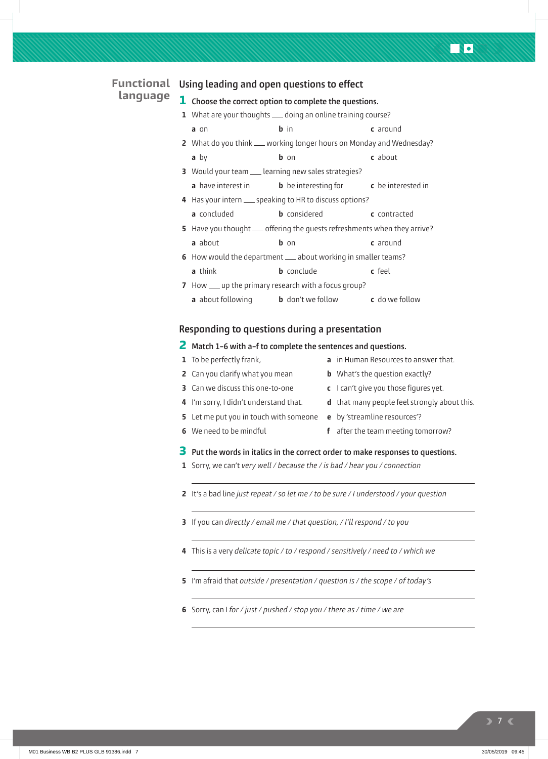## Functional language

### Using leading and open questions to effect

**1 Choose the correct option to complete the questions.**

1 What are your thoughts ___ doing an online training course?
 **a** on  **b** in  **c** around

2 What do you think ___ working longer hours on Monday and Wednesday?
 **a** by  **b** on  **c** about

3 Would your team ___ learning new sales strategies?
 **a** have interest in  **b** be interesting for  **c** be interested in

4 Has your intern ___ speaking to HR to discuss options?
 **a** concluded  **b** considered  **c** contracted

5 Have you thought ___ offering the guests refreshments when they arrive?
 **a** about  **b** on  **c** around

6 How would the department ___ about working in smaller teams?
 **a** think  **b** conclude  **c** feel

7 How ___ up the primary research with a focus group?
 **a** about following  **b** don't we follow  **c** do we follow

### Responding to questions during a presentation

**2 Match 1–6 with a–f to complete the sentences and questions.**

1 To be perfectly frank,
2 Can you clarify what you mean
3 Can we discuss this one-to-one
4 I'm sorry, I didn't understand that.
5 Let me put you in touch with someone
6 We need to be mindful

**a** in Human Resources to answer that.
**b** What's the question exactly?
**c** I can't give you those figures yet.
**d** that many people feel strongly about this.
**e** by 'streamline resources'?
**f** after the team meeting tomorrow?

**3 Put the words in italics in the correct order to make responses to questions.**

1 Sorry, we can't *very well / because the / is bad / hear you / connection*

______________________________

2 It's a bad line *just repeat / so let me / to be sure / I understood / your question*

______________________________

3 If you can *directly / email me / that question, / I'll respond / to you*

______________________________

4 This is a very *delicate topic / to / respond / sensitively / need to / which we*

______________________________

5 I'm afraid that *outside / presentation / question is / the scope / of today's*

______________________________

6 Sorry, can I *for / just / pushed / stop you / there as / time / we are*

______________________________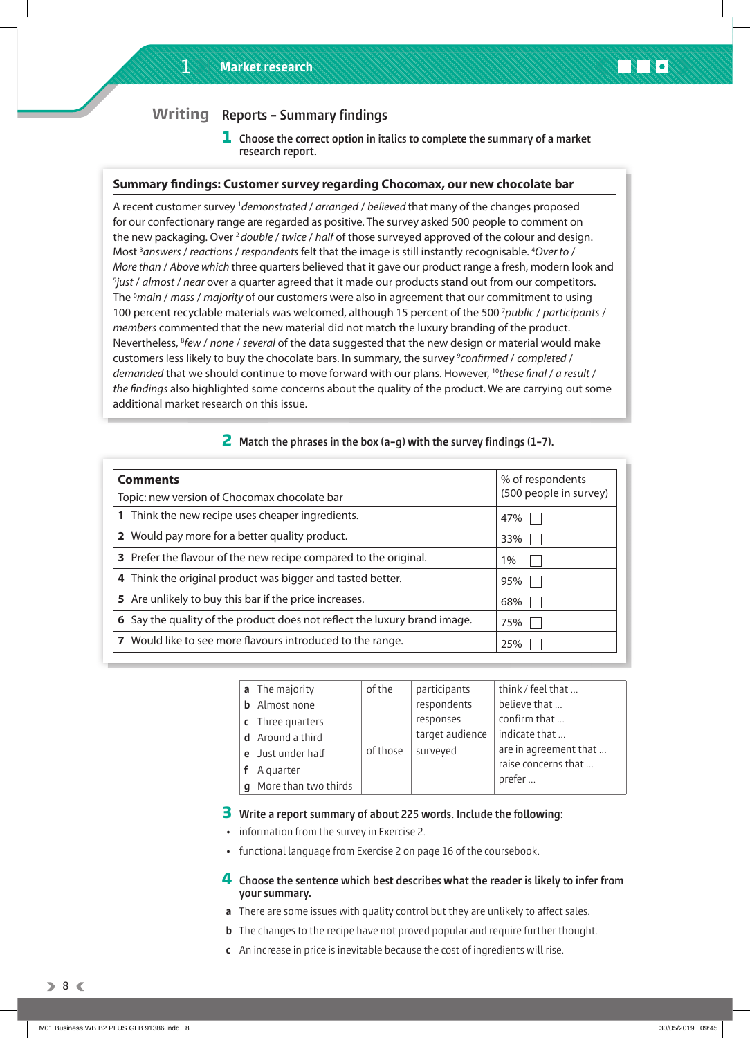## Writing Reports – Summary findings

**1** **Choose the correct option in italics to complete the summary of a market research report.**

**Summary findings: Customer survey regarding Chocomax, our new chocolate bar**

A recent customer survey [1]*demonstrated / arranged / believed* that many of the changes proposed for our confectionary range are regarded as positive. The survey asked 500 people to comment on the new packaging. Over [2]*double / twice / half* of those surveyed approved of the colour and design. Most [3]*answers / reactions / respondents* felt that the image is still instantly recognisable. [4]*Over to / More than / Above which* three quarters believed that it gave our product range a fresh, modern look and [5]*just / almost / near* over a quarter agreed that it made our products stand out from our competitors. The [6]*main / mass / majority* of our customers were also in agreement that our commitment to using 100 percent recyclable materials was welcomed, although 15 percent of the 500 [7]*public / participants / members* commented that the new material did not match the luxury branding of the product. Nevertheless, [8]*few / none / several* of the data suggested that the new design or material would make customers less likely to buy the chocolate bars. In summary, the survey [9]*confirmed / completed / demanded* that we should continue to move forward with our plans. However, [10]*these final / a result / the findings* also highlighted some concerns about the quality of the product. We are carrying out some additional market research on this issue.

**2** **Match the phrases in the box (a–g) with the survey findings (1–7).**

| **Comments**<br>Topic: new version of Chocomax chocolate bar | % of respondents (500 people in survey) |
|---|---|
| **1** Think the new recipe uses cheaper ingredients. | 47% ☐ |
| **2** Would pay more for a better quality product. | 33% ☐ |
| **3** Prefer the flavour of the new recipe compared to the original. | 1% ☐ |
| **4** Think the original product was bigger and tasted better. | 95% ☐ |
| **5** Are unlikely to buy this bar if the price increases. | 68% ☐ |
| **6** Say the quality of the product does not reflect the luxury brand image. | 75% ☐ |
| **7** Would like to see more flavours introduced to the range. | 25% ☐ |

| | | | |
|---|---|---|---|
| **a** The majority<br>**b** Almost none<br>**c** Three quarters<br>**d** Around a third<br>**e** Just under half<br>**f** A quarter<br>**g** More than two thirds | of the | participants<br>respondents<br>responses<br>target audience | think / feel that …<br>believe that …<br>confirm that …<br>indicate that … |
| | of those | surveyed | are in agreement that …<br>raise concerns that …<br>prefer … |

**3** **Write a report summary of about 225 words. Include the following:**

- information from the survey in Exercise 2.
- functional language from Exercise 2 on page 16 of the coursebook.

**4** **Choose the sentence which best describes what the reader is likely to infer from your summary.**

**a** There are some issues with quality control but they are unlikely to affect sales.

**b** The changes to the recipe have not proved popular and require further thought.

**c** An increase in price is inevitable because the cost of ingredients will rise.